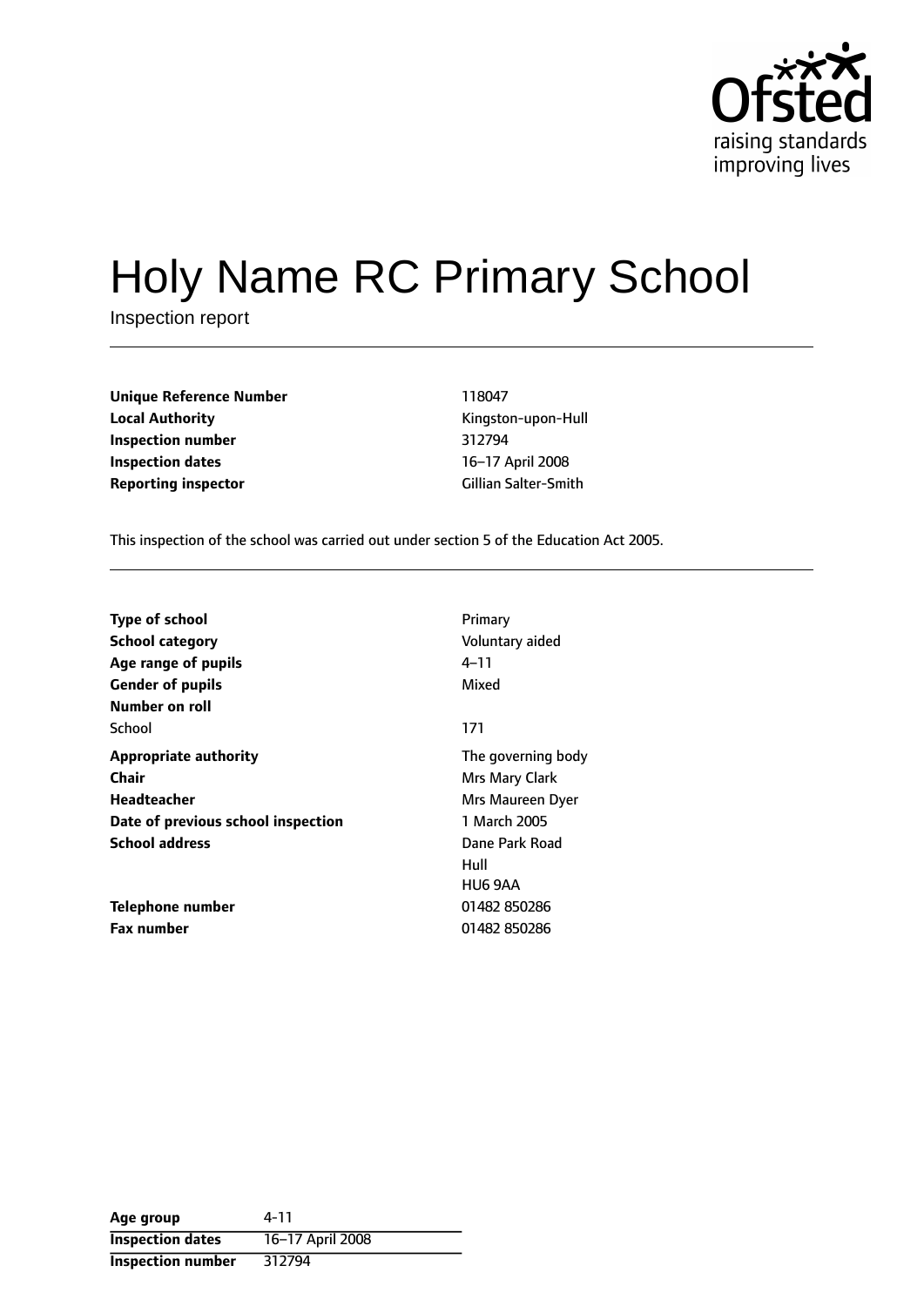# Holy Name RC Primary School

Inspection report

| | |
|---|---|
| **Unique Reference Number** | 118047 |
| **Local Authority** | Kingston-upon-Hull |
| **Inspection number** | 312794 |
| **Inspection dates** | 16–17 April 2008 |
| **Reporting inspector** | Gillian Salter-Smith |

This inspection of the school was carried out under section 5 of the Education Act 2005.

| | |
|---|---|
| **Type of school** | Primary |
| **School category** | Voluntary aided |
| **Age range of pupils** | 4–11 |
| **Gender of pupils** | Mixed |
| **Number on roll** | |
| School | 171 |
| **Appropriate authority** | The governing body |
| **Chair** | Mrs Mary Clark |
| **Headteacher** | Mrs Maureen Dyer |
| **Date of previous school inspection** | 1 March 2005 |
| **School address** | Dane Park Road<br>Hull<br>HU6 9AA |
| **Telephone number** | 01482 850286 |
| **Fax number** | 01482 850286 |

| | |
|---|---|
| **Age group** | 4-11 |
| **Inspection dates** | 16–17 April 2008 |
| **Inspection number** | 312794 |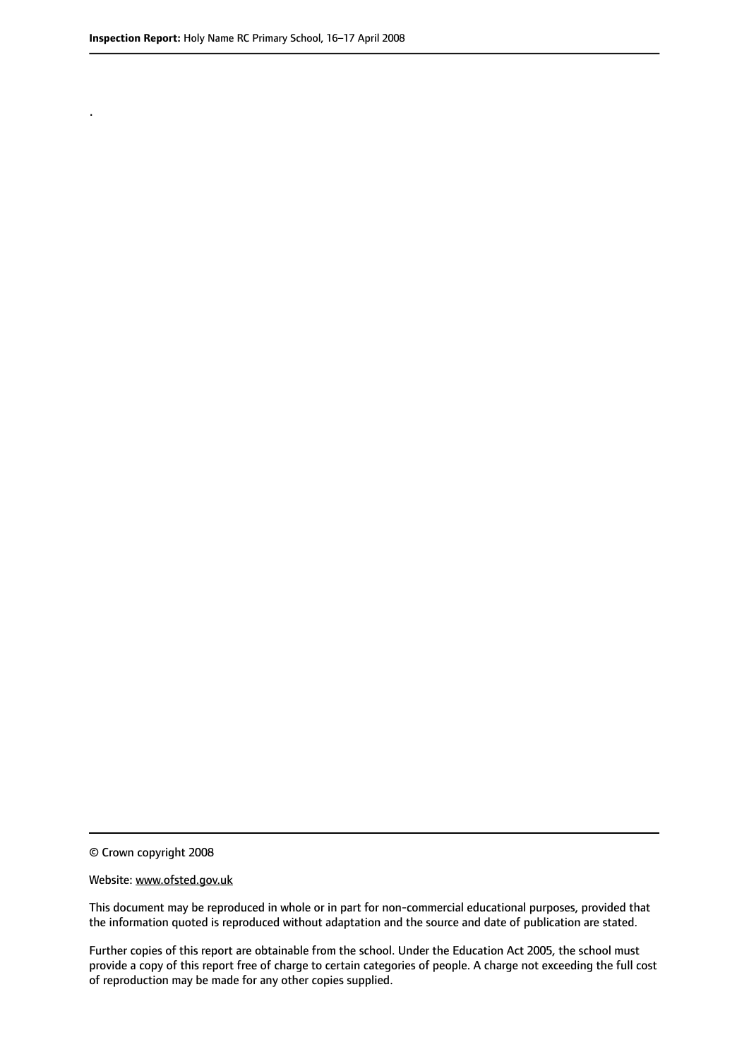.

© Crown copyright 2008

Website: www.ofsted.gov.uk

This document may be reproduced in whole or in part for non-commercial educational purposes, provided that the information quoted is reproduced without adaptation and the source and date of publication are stated.

Further copies of this report are obtainable from the school. Under the Education Act 2005, the school must provide a copy of this report free of charge to certain categories of people. A charge not exceeding the full cost of reproduction may be made for any other copies supplied.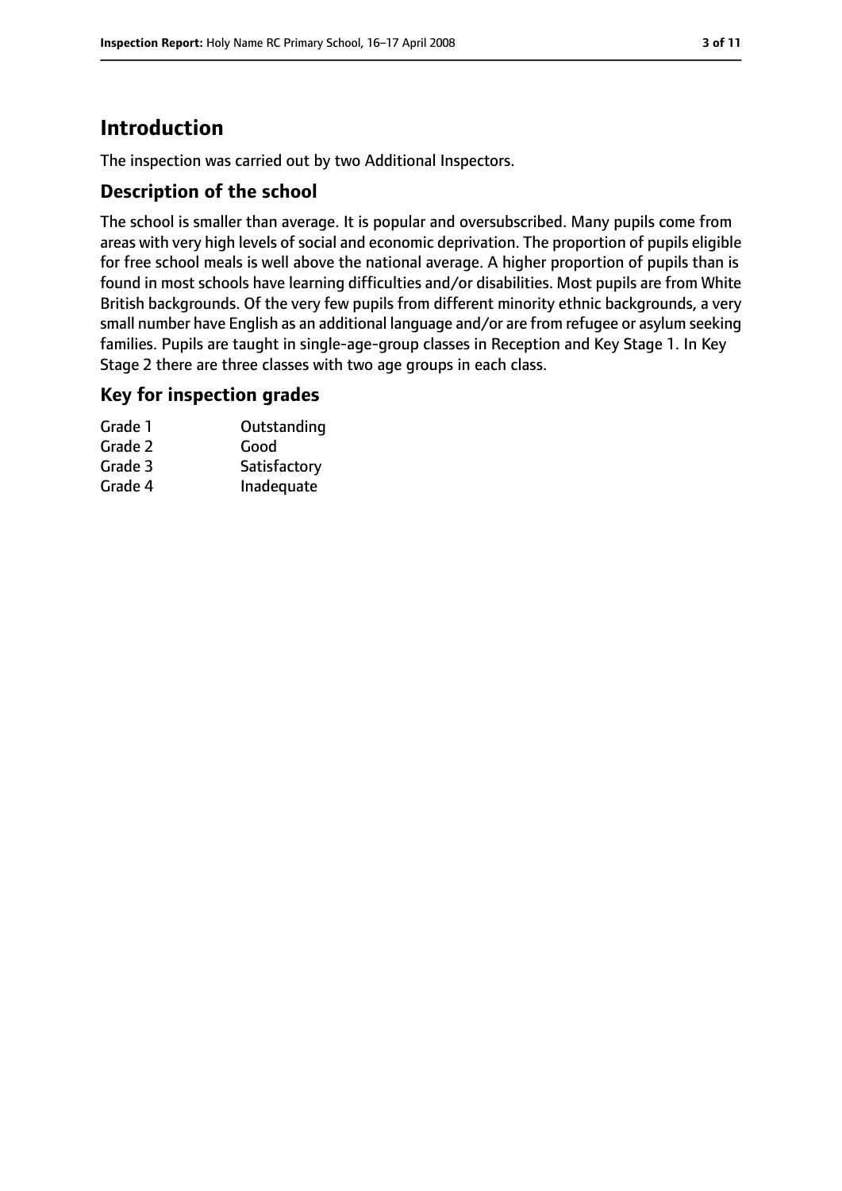# Introduction

The inspection was carried out by two Additional Inspectors.

## Description of the school

The school is smaller than average. It is popular and oversubscribed. Many pupils come from areas with very high levels of social and economic deprivation. The proportion of pupils eligible for free school meals is well above the national average. A higher proportion of pupils than is found in most schools have learning difficulties and/or disabilities. Most pupils are from White British backgrounds. Of the very few pupils from different minority ethnic backgrounds, a very small number have English as an additional language and/or are from refugee or asylum seeking families. Pupils are taught in single-age-group classes in Reception and Key Stage 1. In Key Stage 2 there are three classes with two age groups in each class.

## Key for inspection grades

| | |
|---|---|
| Grade 1 | Outstanding |
| Grade 2 | Good |
| Grade 3 | Satisfactory |
| Grade 4 | Inadequate |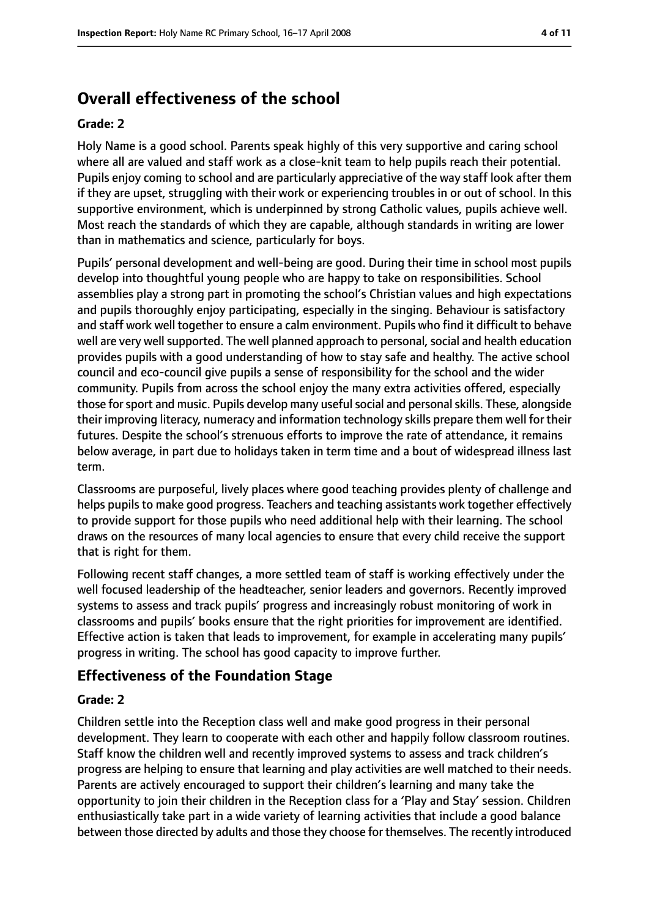# Overall effectiveness of the school

**Grade: 2**

Holy Name is a good school. Parents speak highly of this very supportive and caring school where all are valued and staff work as a close-knit team to help pupils reach their potential. Pupils enjoy coming to school and are particularly appreciative of the way staff look after them if they are upset, struggling with their work or experiencing troubles in or out of school. In this supportive environment, which is underpinned by strong Catholic values, pupils achieve well. Most reach the standards of which they are capable, although standards in writing are lower than in mathematics and science, particularly for boys.

Pupils' personal development and well-being are good. During their time in school most pupils develop into thoughtful young people who are happy to take on responsibilities. School assemblies play a strong part in promoting the school's Christian values and high expectations and pupils thoroughly enjoy participating, especially in the singing. Behaviour is satisfactory and staff work well together to ensure a calm environment. Pupils who find it difficult to behave well are very well supported. The well planned approach to personal, social and health education provides pupils with a good understanding of how to stay safe and healthy. The active school council and eco-council give pupils a sense of responsibility for the school and the wider community. Pupils from across the school enjoy the many extra activities offered, especially those for sport and music. Pupils develop many useful social and personal skills. These, alongside their improving literacy, numeracy and information technology skills prepare them well for their futures. Despite the school's strenuous efforts to improve the rate of attendance, it remains below average, in part due to holidays taken in term time and a bout of widespread illness last term.

Classrooms are purposeful, lively places where good teaching provides plenty of challenge and helps pupils to make good progress. Teachers and teaching assistants work together effectively to provide support for those pupils who need additional help with their learning. The school draws on the resources of many local agencies to ensure that every child receive the support that is right for them.

Following recent staff changes, a more settled team of staff is working effectively under the well focused leadership of the headteacher, senior leaders and governors. Recently improved systems to assess and track pupils' progress and increasingly robust monitoring of work in classrooms and pupils' books ensure that the right priorities for improvement are identified. Effective action is taken that leads to improvement, for example in accelerating many pupils' progress in writing. The school has good capacity to improve further.

## Effectiveness of the Foundation Stage

**Grade: 2**

Children settle into the Reception class well and make good progress in their personal development. They learn to cooperate with each other and happily follow classroom routines. Staff know the children well and recently improved systems to assess and track children's progress are helping to ensure that learning and play activities are well matched to their needs. Parents are actively encouraged to support their children's learning and many take the opportunity to join their children in the Reception class for a 'Play and Stay' session. Children enthusiastically take part in a wide variety of learning activities that include a good balance between those directed by adults and those they choose for themselves. The recently introduced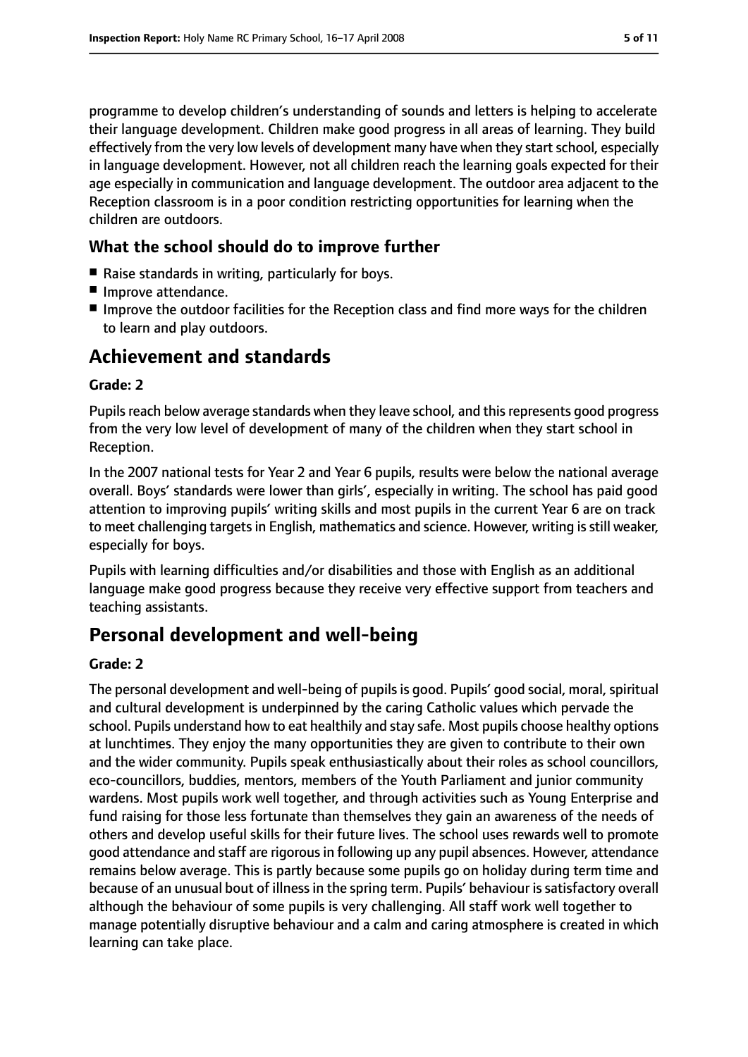programme to develop children's understanding of sounds and letters is helping to accelerate their language development. Children make good progress in all areas of learning. They build effectively from the very low levels of development many have when they start school, especially in language development. However, not all children reach the learning goals expected for their age especially in communication and language development. The outdoor area adjacent to the Reception classroom is in a poor condition restricting opportunities for learning when the children are outdoors.

### What the school should do to improve further

- Raise standards in writing, particularly for boys.
- Improve attendance.
- Improve the outdoor facilities for the Reception class and find more ways for the children to learn and play outdoors.

## Achievement and standards

**Grade: 2**

Pupils reach below average standards when they leave school, and this represents good progress from the very low level of development of many of the children when they start school in Reception.

In the 2007 national tests for Year 2 and Year 6 pupils, results were below the national average overall. Boys' standards were lower than girls', especially in writing. The school has paid good attention to improving pupils' writing skills and most pupils in the current Year 6 are on track to meet challenging targets in English, mathematics and science. However, writing is still weaker, especially for boys.

Pupils with learning difficulties and/or disabilities and those with English as an additional language make good progress because they receive very effective support from teachers and teaching assistants.

## Personal development and well-being

**Grade: 2**

The personal development and well-being of pupils is good. Pupils' good social, moral, spiritual and cultural development is underpinned by the caring Catholic values which pervade the school. Pupils understand how to eat healthily and stay safe. Most pupils choose healthy options at lunchtimes. They enjoy the many opportunities they are given to contribute to their own and the wider community. Pupils speak enthusiastically about their roles as school councillors, eco-councillors, buddies, mentors, members of the Youth Parliament and junior community wardens. Most pupils work well together, and through activities such as Young Enterprise and fund raising for those less fortunate than themselves they gain an awareness of the needs of others and develop useful skills for their future lives. The school uses rewards well to promote good attendance and staff are rigorous in following up any pupil absences. However, attendance remains below average. This is partly because some pupils go on holiday during term time and because of an unusual bout of illness in the spring term. Pupils' behaviour is satisfactory overall although the behaviour of some pupils is very challenging. All staff work well together to manage potentially disruptive behaviour and a calm and caring atmosphere is created in which learning can take place.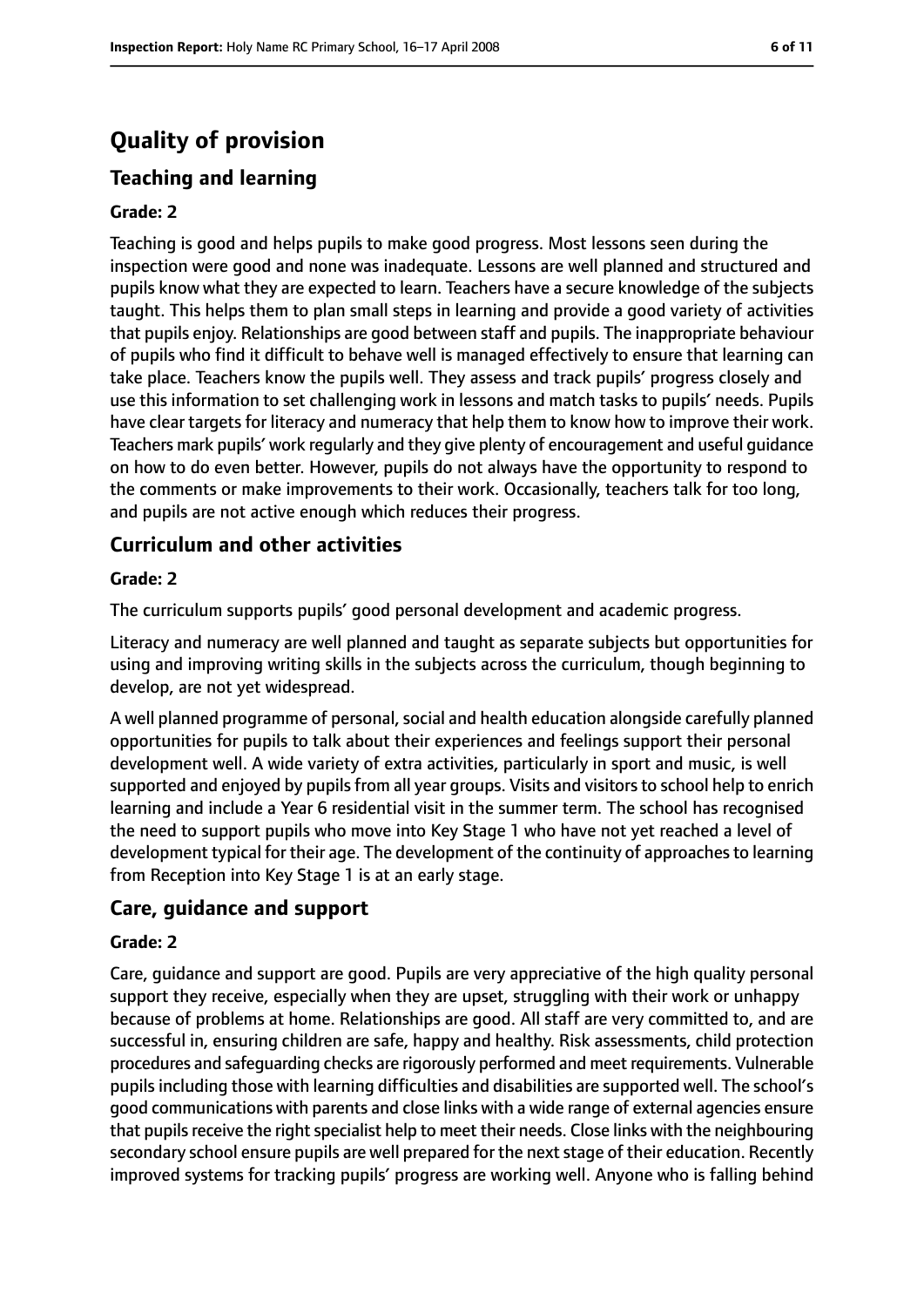# Quality of provision

## Teaching and learning

**Grade: 2**

Teaching is good and helps pupils to make good progress. Most lessons seen during the inspection were good and none was inadequate. Lessons are well planned and structured and pupils know what they are expected to learn. Teachers have a secure knowledge of the subjects taught. This helps them to plan small steps in learning and provide a good variety of activities that pupils enjoy. Relationships are good between staff and pupils. The inappropriate behaviour of pupils who find it difficult to behave well is managed effectively to ensure that learning can take place. Teachers know the pupils well. They assess and track pupils' progress closely and use this information to set challenging work in lessons and match tasks to pupils' needs. Pupils have clear targets for literacy and numeracy that help them to know how to improve their work. Teachers mark pupils' work regularly and they give plenty of encouragement and useful guidance on how to do even better. However, pupils do not always have the opportunity to respond to the comments or make improvements to their work. Occasionally, teachers talk for too long, and pupils are not active enough which reduces their progress.

## Curriculum and other activities

**Grade: 2**

The curriculum supports pupils' good personal development and academic progress.

Literacy and numeracy are well planned and taught as separate subjects but opportunities for using and improving writing skills in the subjects across the curriculum, though beginning to develop, are not yet widespread.

A well planned programme of personal, social and health education alongside carefully planned opportunities for pupils to talk about their experiences and feelings support their personal development well. A wide variety of extra activities, particularly in sport and music, is well supported and enjoyed by pupils from all year groups. Visits and visitors to school help to enrich learning and include a Year 6 residential visit in the summer term. The school has recognised the need to support pupils who move into Key Stage 1 who have not yet reached a level of development typical for their age. The development of the continuity of approaches to learning from Reception into Key Stage 1 is at an early stage.

## Care, guidance and support

**Grade: 2**

Care, guidance and support are good. Pupils are very appreciative of the high quality personal support they receive, especially when they are upset, struggling with their work or unhappy because of problems at home. Relationships are good. All staff are very committed to, and are successful in, ensuring children are safe, happy and healthy. Risk assessments, child protection procedures and safeguarding checks are rigorously performed and meet requirements. Vulnerable pupils including those with learning difficulties and disabilities are supported well. The school's good communications with parents and close links with a wide range of external agencies ensure that pupils receive the right specialist help to meet their needs. Close links with the neighbouring secondary school ensure pupils are well prepared for the next stage of their education. Recently improved systems for tracking pupils' progress are working well. Anyone who is falling behind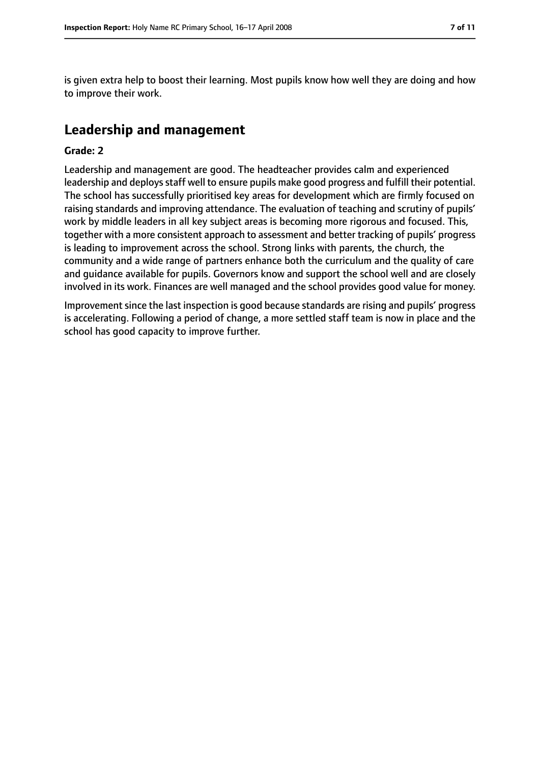is given extra help to boost their learning. Most pupils know how well they are doing and how to improve their work.

## Leadership and management

**Grade: 2**

Leadership and management are good. The headteacher provides calm and experienced leadership and deploys staff well to ensure pupils make good progress and fulfill their potential. The school has successfully prioritised key areas for development which are firmly focused on raising standards and improving attendance. The evaluation of teaching and scrutiny of pupils' work by middle leaders in all key subject areas is becoming more rigorous and focused. This, together with a more consistent approach to assessment and better tracking of pupils' progress is leading to improvement across the school. Strong links with parents, the church, the community and a wide range of partners enhance both the curriculum and the quality of care and guidance available for pupils. Governors know and support the school well and are closely involved in its work. Finances are well managed and the school provides good value for money.

Improvement since the last inspection is good because standards are rising and pupils' progress is accelerating. Following a period of change, a more settled staff team is now in place and the school has good capacity to improve further.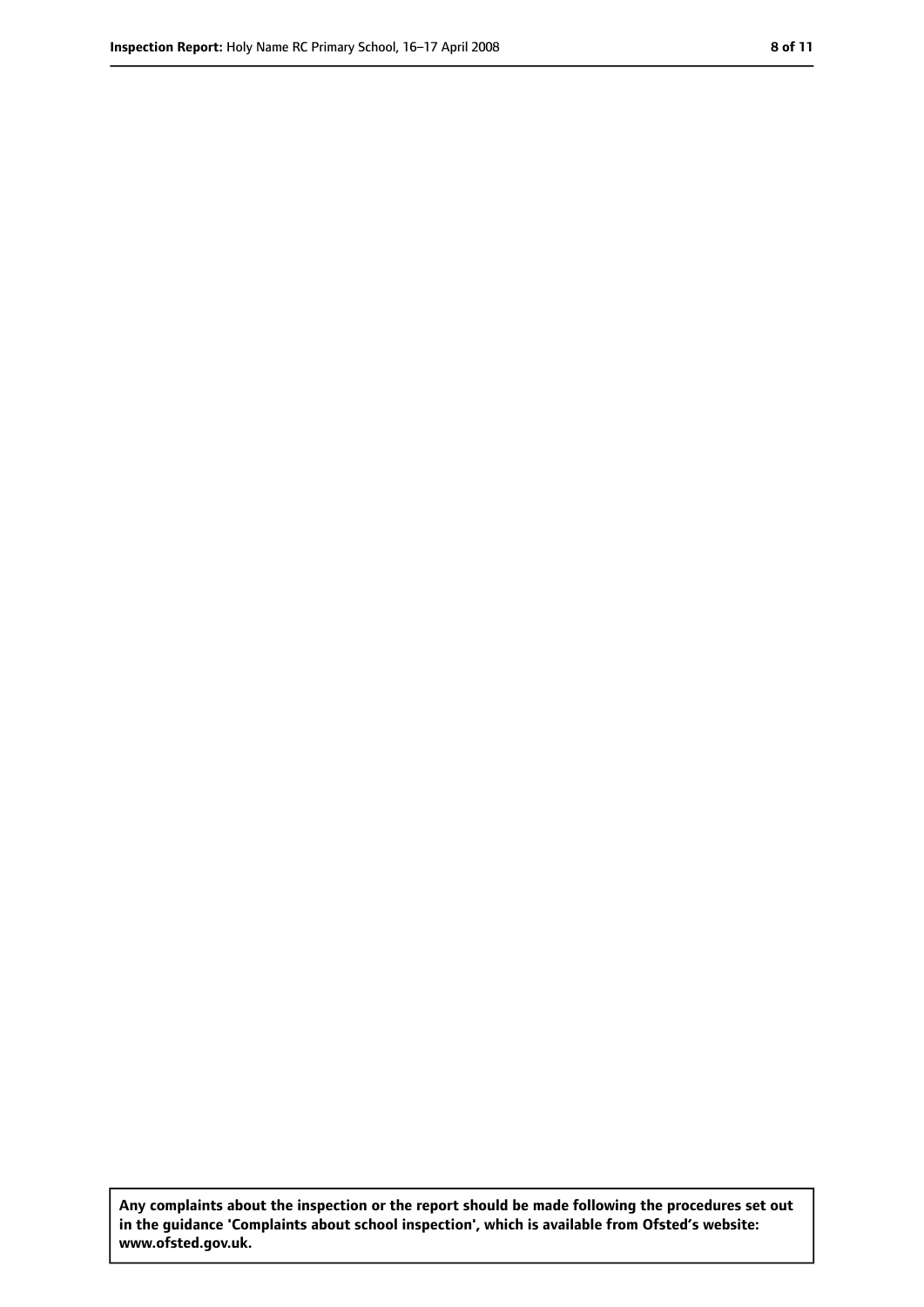**Any complaints about the inspection or the report should be made following the procedures set out in the guidance 'Complaints about school inspection', which is available from Ofsted's website: www.ofsted.gov.uk.**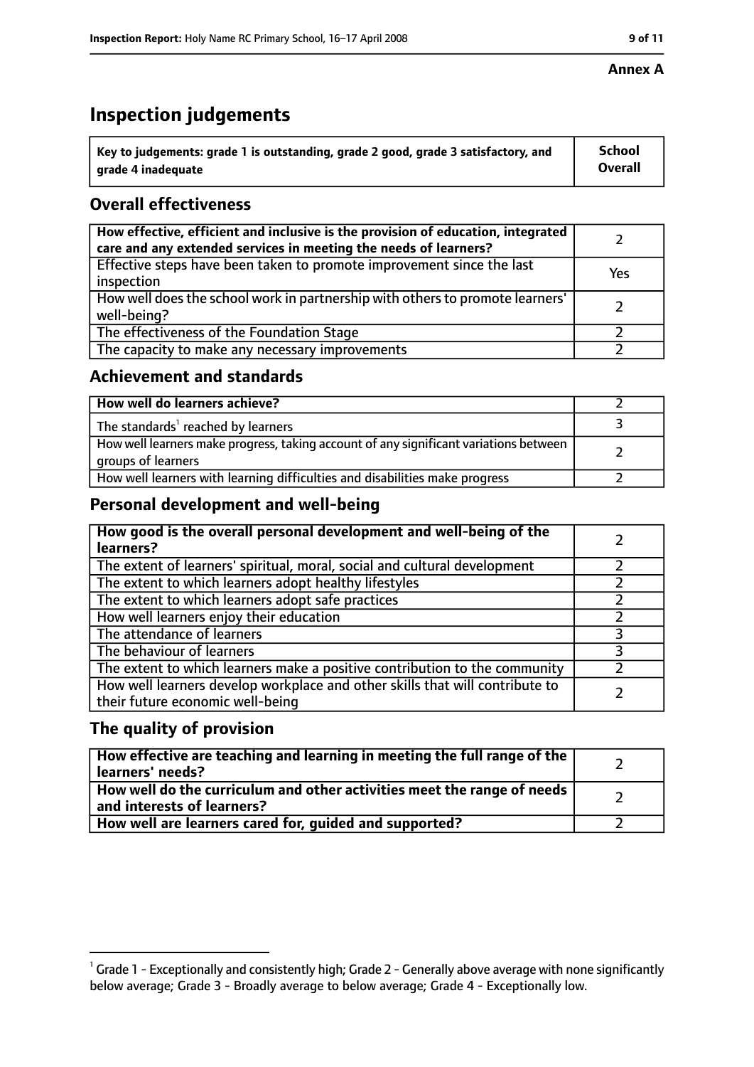**Annex A**

# Inspection judgements

| Key to judgements: grade 1 is outstanding, grade 2 good, grade 3 satisfactory, and grade 4 inadequate | School Overall |
|---|---|

## Overall effectiveness

| | |
|---|---|
| How effective, efficient and inclusive is the provision of education, integrated care and any extended services in meeting the needs of learners? | 2 |
| Effective steps have been taken to promote improvement since the last inspection | Yes |
| How well does the school work in partnership with others to promote learners' well-being? | 2 |
| The effectiveness of the Foundation Stage | 2 |
| The capacity to make any necessary improvements | 2 |

## Achievement and standards

| | |
|---|---|
| How well do learners achieve? | 2 |
| The standards[1] reached by learners | 3 |
| How well learners make progress, taking account of any significant variations between groups of learners | 2 |
| How well learners with learning difficulties and disabilities make progress | 2 |

## Personal development and well-being

| | |
|---|---|
| How good is the overall personal development and well-being of the learners? | 2 |
| The extent of learners' spiritual, moral, social and cultural development | 2 |
| The extent to which learners adopt healthy lifestyles | 2 |
| The extent to which learners adopt safe practices | 2 |
| How well learners enjoy their education | 2 |
| The attendance of learners | 3 |
| The behaviour of learners | 3 |
| The extent to which learners make a positive contribution to the community | 2 |
| How well learners develop workplace and other skills that will contribute to their future economic well-being | 2 |

## The quality of provision

| | |
|---|---|
| How effective are teaching and learning in meeting the full range of the learners' needs? | 2 |
| How well do the curriculum and other activities meet the range of needs and interests of learners? | 2 |
| How well are learners cared for, guided and supported? | 2 |

[1] Grade 1 - Exceptionally and consistently high; Grade 2 - Generally above average with none significantly below average; Grade 3 - Broadly average to below average; Grade 4 - Exceptionally low.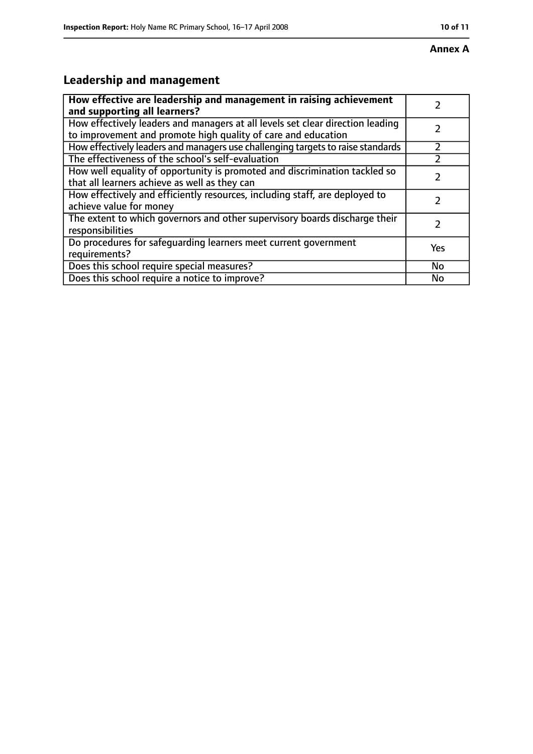**Annex A**

## Leadership and management

| How effective are leadership and management in raising achievement and supporting all learners? | 2 |
|---|---|
| How effectively leaders and managers at all levels set clear direction leading to improvement and promote high quality of care and education | 2 |
| How effectively leaders and managers use challenging targets to raise standards | 2 |
| The effectiveness of the school's self-evaluation | 2 |
| How well equality of opportunity is promoted and discrimination tackled so that all learners achieve as well as they can | 2 |
| How effectively and efficiently resources, including staff, are deployed to achieve value for money | 2 |
| The extent to which governors and other supervisory boards discharge their responsibilities | 2 |
| Do procedures for safeguarding learners meet current government requirements? | Yes |
| Does this school require special measures? | No |
| Does this school require a notice to improve? | No |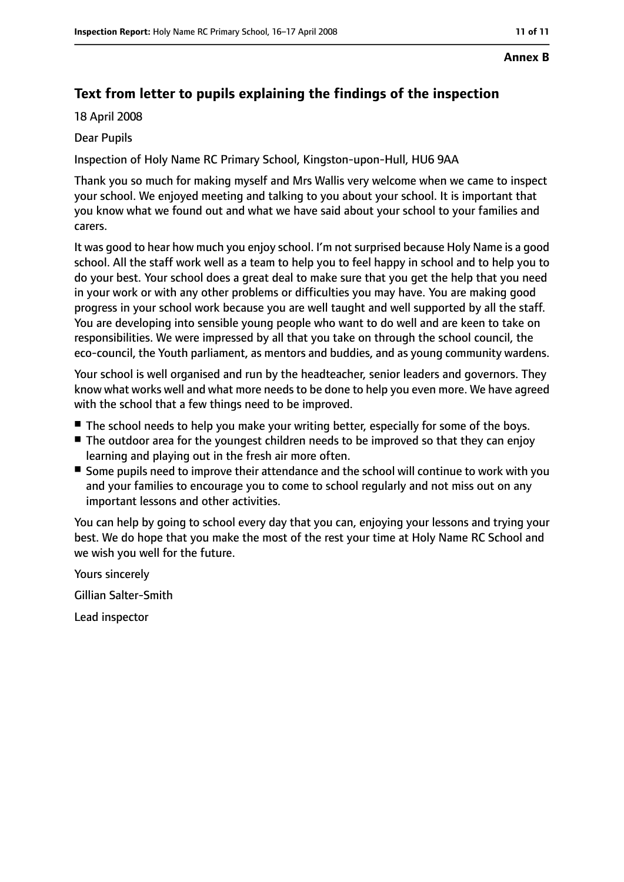**Annex B**

## Text from letter to pupils explaining the findings of the inspection

18 April 2008

Dear Pupils

Inspection of Holy Name RC Primary School, Kingston-upon-Hull, HU6 9AA

Thank you so much for making myself and Mrs Wallis very welcome when we came to inspect your school. We enjoyed meeting and talking to you about your school. It is important that you know what we found out and what we have said about your school to your families and carers.

It was good to hear how much you enjoy school. I'm not surprised because Holy Name is a good school. All the staff work well as a team to help you to feel happy in school and to help you to do your best. Your school does a great deal to make sure that you get the help that you need in your work or with any other problems or difficulties you may have. You are making good progress in your school work because you are well taught and well supported by all the staff. You are developing into sensible young people who want to do well and are keen to take on responsibilities. We were impressed by all that you take on through the school council, the eco-council, the Youth parliament, as mentors and buddies, and as young community wardens.

Your school is well organised and run by the headteacher, senior leaders and governors. They know what works well and what more needs to be done to help you even more. We have agreed with the school that a few things need to be improved.

- The school needs to help you make your writing better, especially for some of the boys.
- The outdoor area for the youngest children needs to be improved so that they can enjoy learning and playing out in the fresh air more often.
- Some pupils need to improve their attendance and the school will continue to work with you and your families to encourage you to come to school regularly and not miss out on any important lessons and other activities.

You can help by going to school every day that you can, enjoying your lessons and trying your best. We do hope that you make the most of the rest your time at Holy Name RC School and we wish you well for the future.

Yours sincerely

Gillian Salter-Smith

Lead inspector